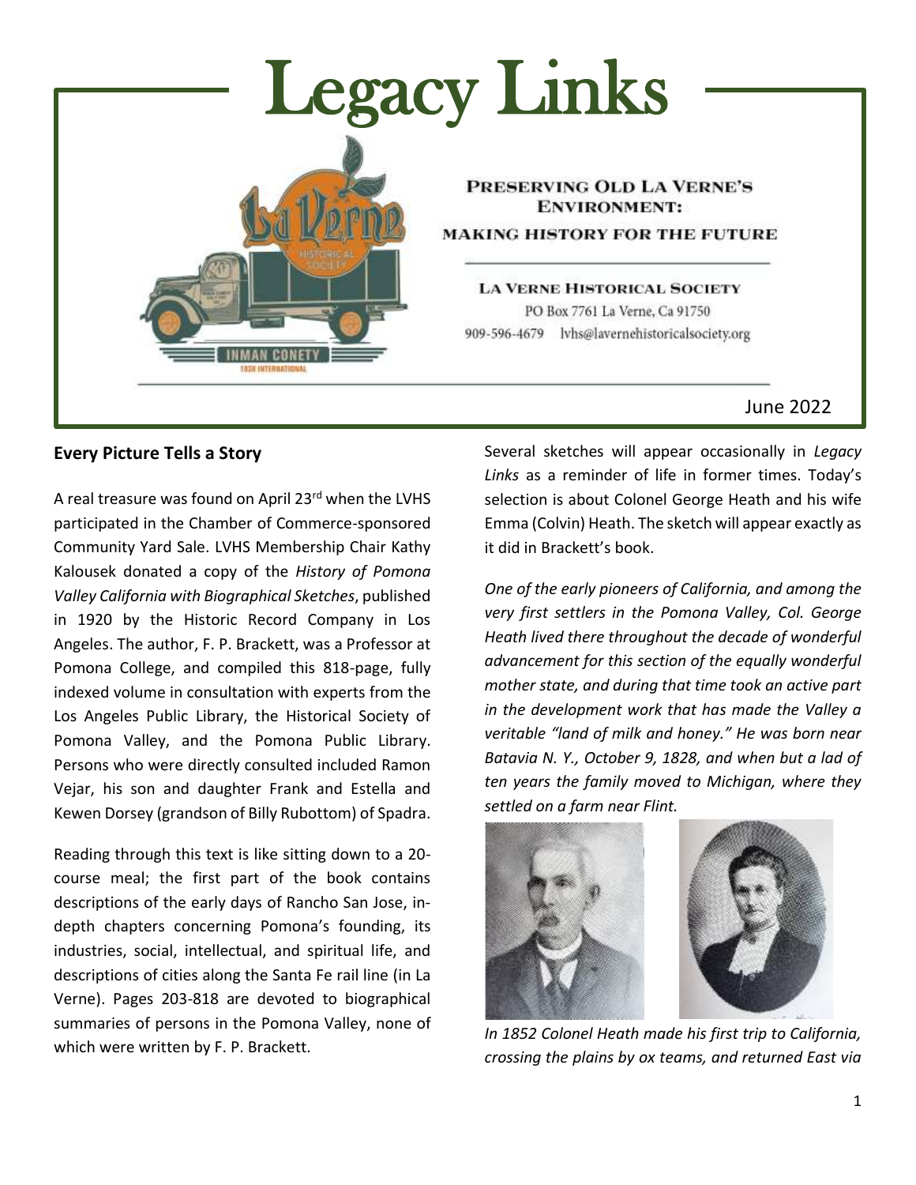# Legacy Links

**PRESERVING OLD LA VERNE'S ENVIRONMENT:**

**MAKING HISTORY FOR THE FUTURE**

**LA VERNE HISTORICAL SOCIETY**

PO Box 7761 La Verne, Ca 91750

909-596-4679 lvhs@lavernehistoricalsociety.org

June 2022

## Every Picture Tells a Story

A real treasure was found on April 23rd when the LVHS participated in the Chamber of Commerce-sponsored Community Yard Sale. LVHS Membership Chair Kathy Kalousek donated a copy of the *History of Pomona Valley California with Biographical Sketches*, published in 1920 by the Historic Record Company in Los Angeles. The author, F. P. Brackett, was a Professor at Pomona College, and compiled this 818-page, fully indexed volume in consultation with experts from the Los Angeles Public Library, the Historical Society of Pomona Valley, and the Pomona Public Library. Persons who were directly consulted included Ramon Vejar, his son and daughter Frank and Estella and Kewen Dorsey (grandson of Billy Rubottom) of Spadra.

Reading through this text is like sitting down to a 20-course meal; the first part of the book contains descriptions of the early days of Rancho San Jose, in-depth chapters concerning Pomona's founding, its industries, social, intellectual, and spiritual life, and descriptions of cities along the Santa Fe rail line (in La Verne). Pages 203-818 are devoted to biographical summaries of persons in the Pomona Valley, none of which were written by F. P. Brackett.

Several sketches will appear occasionally in *Legacy Links* as a reminder of life in former times. Today's selection is about Colonel George Heath and his wife Emma (Colvin) Heath. The sketch will appear exactly as it did in Brackett's book.

*One of the early pioneers of California, and among the very first settlers in the Pomona Valley, Col. George Heath lived there throughout the decade of wonderful advancement for this section of the equally wonderful mother state, and during that time took an active part in the development work that has made the Valley a veritable "land of milk and honey." He was born near Batavia N. Y., October 9, 1828, and when but a lad of ten years the family moved to Michigan, where they settled on a farm near Flint.*

*In 1852 Colonel Heath made his first trip to California, crossing the plains by ox teams, and returned East via*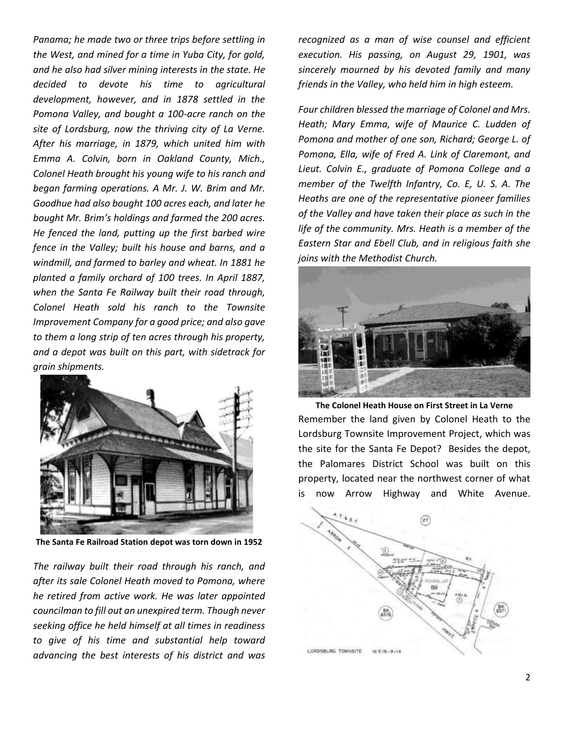*Panama; he made two or three trips before settling in the West, and mined for a time in Yuba City, for gold, and he also had silver mining interests in the state. He decided to devote his time to agricultural development, however, and in 1878 settled in the Pomona Valley, and bought a 100-acre ranch on the site of Lordsburg, now the thriving city of La Verne. After his marriage, in 1879, which united him with Emma A. Colvin, born in Oakland County, Mich., Colonel Heath brought his young wife to his ranch and began farming operations. A Mr. J. W. Brim and Mr. Goodhue had also bought 100 acres each, and later he bought Mr. Brim's holdings and farmed the 200 acres. He fenced the land, putting up the first barbed wire fence in the Valley; built his house and barns, and a windmill, and farmed to barley and wheat. In 1881 he planted a family orchard of 100 trees. In April 1887, when the Santa Fe Railway built their road through, Colonel Heath sold his ranch to the Townsite Improvement Company for a good price; and also gave to them a long strip of ten acres through his property, and a depot was built on this part, with sidetrack for grain shipments.*

**The Santa Fe Railroad Station depot was torn down in 1952**

*The railway built their road through his ranch, and after its sale Colonel Heath moved to Pomona, where he retired from active work. He was later appointed councilman to fill out an unexpired term. Though never seeking office he held himself at all times in readiness to give of his time and substantial help toward advancing the best interests of his district and was recognized as a man of wise counsel and efficient execution. His passing, on August 29, 1901, was sincerely mourned by his devoted family and many friends in the Valley, who held him in high esteem.*

*Four children blessed the marriage of Colonel and Mrs. Heath; Mary Emma, wife of Maurice C. Ludden of Pomona and mother of one son, Richard; George L. of Pomona, Ella, wife of Fred A. Link of Claremont, and Lieut. Colvin E., graduate of Pomona College and a member of the Twelfth Infantry, Co. E, U. S. A. The Heaths are one of the representative pioneer families of the Valley and have taken their place as such in the life of the community. Mrs. Heath is a member of the Eastern Star and Ebell Club, and in religious faith she joins with the Methodist Church.*

**The Colonel Heath House on First Street in La Verne**

Remember the land given by Colonel Heath to the Lordsburg Townsite Improvement Project, which was the site for the Santa Fe Depot? Besides the depot, the Palomares District School was built on this property, located near the northwest corner of what is now Arrow Highway and White Avenue.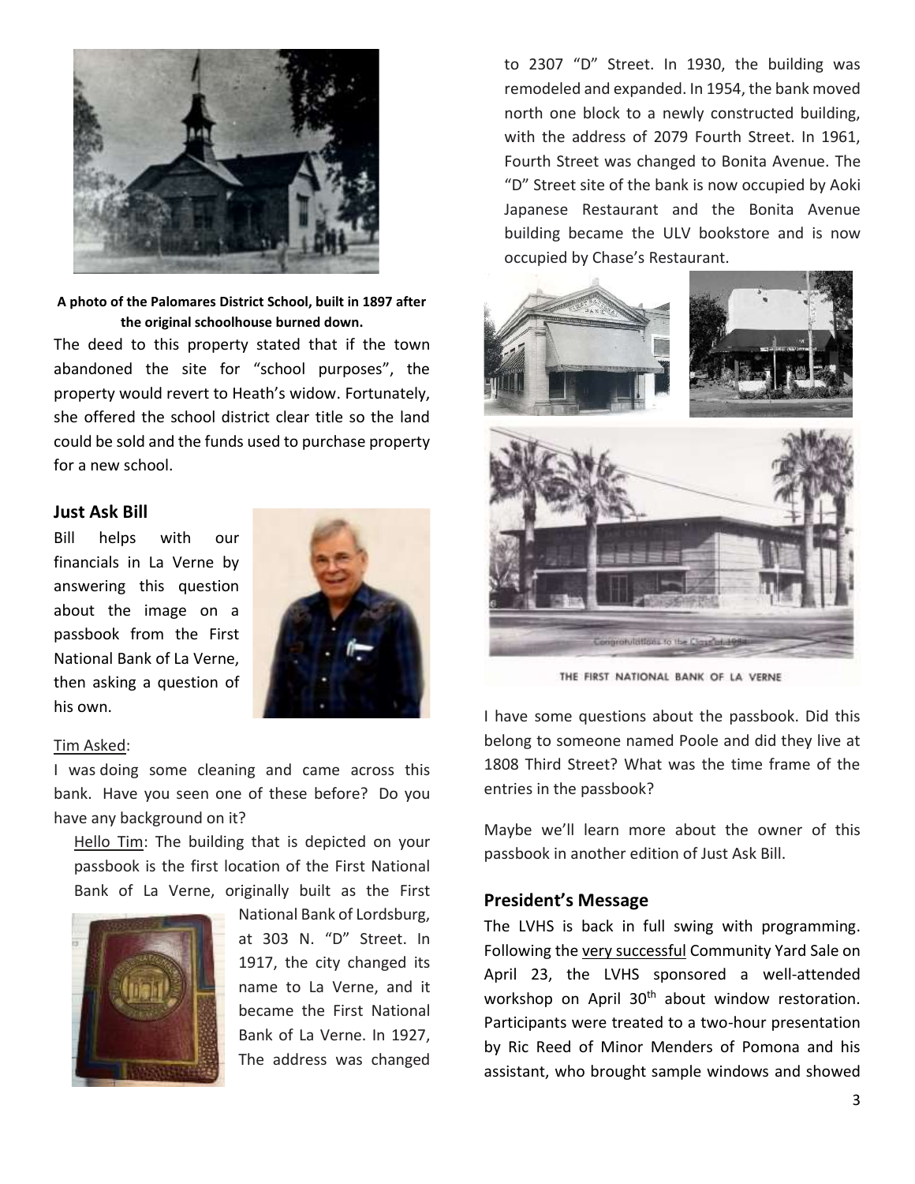A photo of the Palomares District School, built in 1897 after the original schoolhouse burned down.

The deed to this property stated that if the town abandoned the site for "school purposes", the property would revert to Heath's widow. Fortunately, she offered the school district clear title so the land could be sold and the funds used to purchase property for a new school.

### Just Ask Bill

Bill helps with our financials in La Verne by answering this question about the image on a passbook from the First National Bank of La Verne, then asking a question of his own.

Tim Asked:

I was doing some cleaning and came across this bank. Have you seen one of these before? Do you have any background on it?

Hello Tim: The building that is depicted on your passbook is the first location of the First National Bank of La Verne, originally built as the First National Bank of Lordsburg, at 303 N. "D" Street. In 1917, the city changed its name to La Verne, and it became the First National Bank of La Verne. In 1927, The address was changed to 2307 "D" Street. In 1930, the building was remodeled and expanded. In 1954, the bank moved north one block to a newly constructed building, with the address of 2079 Fourth Street. In 1961, Fourth Street was changed to Bonita Avenue. The "D" Street site of the bank is now occupied by Aoki Japanese Restaurant and the Bonita Avenue building became the ULV bookstore and is now occupied by Chase's Restaurant.

THE FIRST NATIONAL BANK OF LA VERNE

I have some questions about the passbook. Did this belong to someone named Poole and did they live at 1808 Third Street? What was the time frame of the entries in the passbook?

Maybe we'll learn more about the owner of this passbook in another edition of Just Ask Bill.

### President's Message

The LVHS is back in full swing with programming. Following the very successful Community Yard Sale on April 23, the LVHS sponsored a well-attended workshop on April 30th about window restoration. Participants were treated to a two-hour presentation by Ric Reed of Minor Menders of Pomona and his assistant, who brought sample windows and showed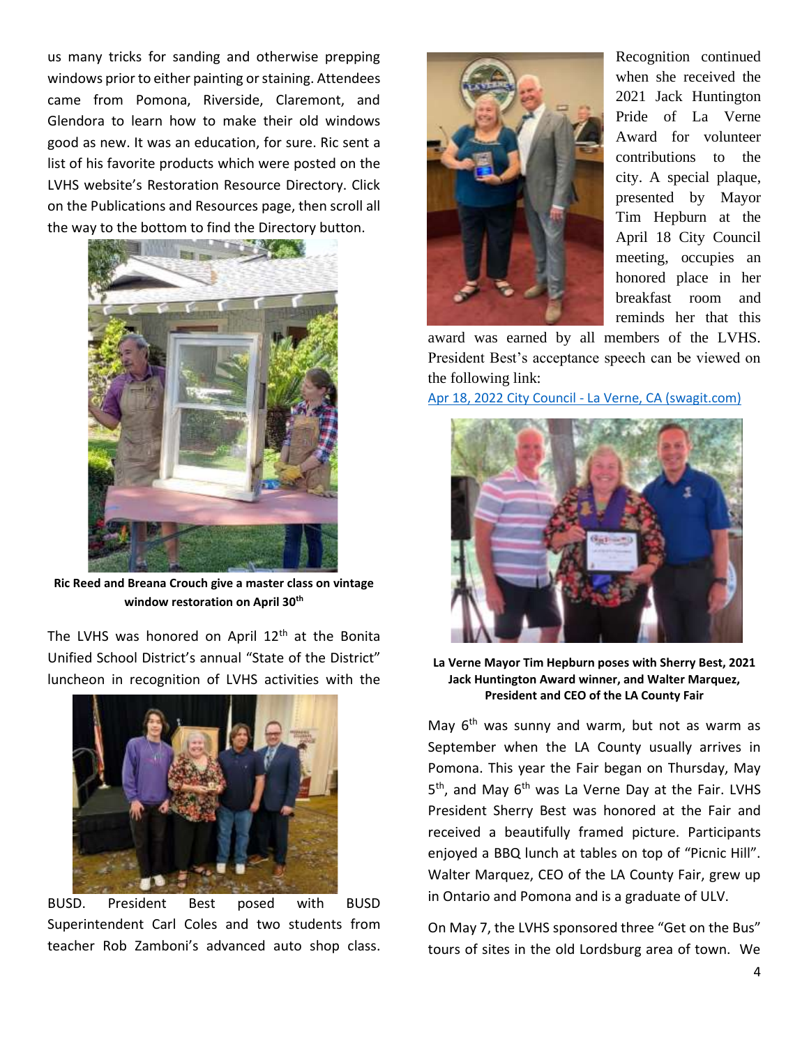us many tricks for sanding and otherwise prepping windows prior to either painting or staining. Attendees came from Pomona, Riverside, Claremont, and Glendora to learn how to make their old windows good as new. It was an education, for sure. Ric sent a list of his favorite products which were posted on the LVHS website's Restoration Resource Directory. Click on the Publications and Resources page, then scroll all the way to the bottom to find the Directory button.

**Ric Reed and Breana Crouch give a master class on vintage window restoration on April 30th**

The LVHS was honored on April 12th at the Bonita Unified School District's annual "State of the District" luncheon in recognition of LVHS activities with the BUSD. President Best posed with BUSD Superintendent Carl Coles and two students from teacher Rob Zamboni's advanced auto shop class.

Recognition continued when she received the 2021 Jack Huntington Pride of La Verne Award for volunteer contributions to the city. A special plaque, presented by Mayor Tim Hepburn at the April 18 City Council meeting, occupies an honored place in her breakfast room and reminds her that this award was earned by all members of the LVHS. President Best's acceptance speech can be viewed on the following link:

[Apr 18, 2022 City Council - La Verne, CA (swagit.com)](swagit.com)

**La Verne Mayor Tim Hepburn poses with Sherry Best, 2021 Jack Huntington Award winner, and Walter Marquez, President and CEO of the LA County Fair**

May 6th was sunny and warm, but not as warm as September when the LA County usually arrives in Pomona. This year the Fair began on Thursday, May 5th, and May 6th was La Verne Day at the Fair. LVHS President Sherry Best was honored at the Fair and received a beautifully framed picture. Participants enjoyed a BBQ lunch at tables on top of "Picnic Hill". Walter Marquez, CEO of the LA County Fair, grew up in Ontario and Pomona and is a graduate of ULV.

On May 7, the LVHS sponsored three "Get on the Bus" tours of sites in the old Lordsburg area of town. We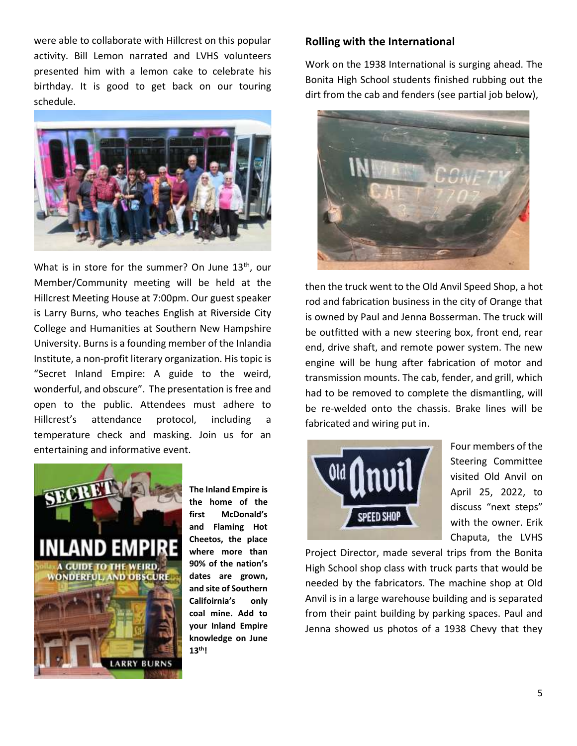were able to collaborate with Hillcrest on this popular activity. Bill Lemon narrated and LVHS volunteers presented him with a lemon cake to celebrate his birthday. It is good to get back on our touring schedule.

What is in store for the summer? On June 13th, our Member/Community meeting will be held at the Hillcrest Meeting House at 7:00pm. Our guest speaker is Larry Burns, who teaches English at Riverside City College and Humanities at Southern New Hampshire University. Burns is a founding member of the Inlandia Institute, a non-profit literary organization. His topic is "Secret Inland Empire: A guide to the weird, wonderful, and obscure". The presentation is free and open to the public. Attendees must adhere to Hillcrest's attendance protocol, including a temperature check and masking. Join us for an entertaining and informative event.

**The Inland Empire is the home of the first McDonald's and Flaming Hot Cheetos, the place where more than 90% of the nation's dates are grown, and site of Southern Califoirnia's only coal mine. Add to your Inland Empire knowledge on June 13th!**

## Rolling with the International

Work on the 1938 International is surging ahead. The Bonita High School students finished rubbing out the dirt from the cab and fenders (see partial job below),

then the truck went to the Old Anvil Speed Shop, a hot rod and fabrication business in the city of Orange that is owned by Paul and Jenna Bosserman. The truck will be outfitted with a new steering box, front end, rear end, drive shaft, and remote power system. The new engine will be hung after fabrication of motor and transmission mounts. The cab, fender, and grill, which had to be removed to complete the dismantling, will be re-welded onto the chassis. Brake lines will be fabricated and wiring put in.

Four members of the Steering Committee visited Old Anvil on April 25, 2022, to discuss "next steps" with the owner. Erik Chaputa, the LVHS Project Director, made several trips from the Bonita High School shop class with truck parts that would be needed by the fabricators. The machine shop at Old Anvil is in a large warehouse building and is separated from their paint building by parking spaces. Paul and Jenna showed us photos of a 1938 Chevy that they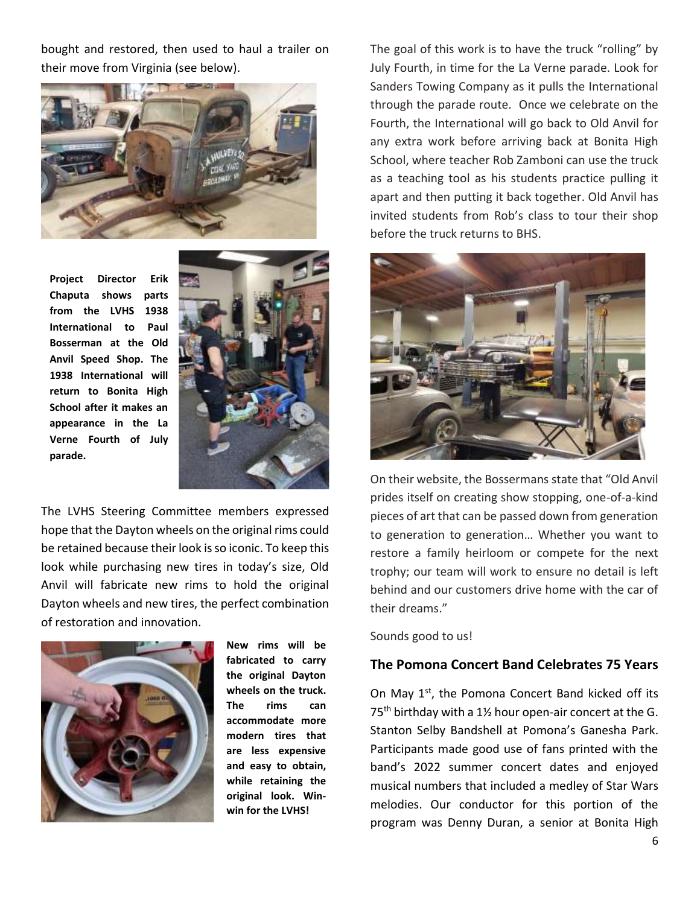bought and restored, then used to haul a trailer on their move from Virginia (see below).

**Project Director Erik Chaputa shows parts from the LVHS 1938 International to Paul Bosserman at the Old Anvil Speed Shop. The 1938 International will return to Bonita High School after it makes an appearance in the La Verne Fourth of July parade.**

The LVHS Steering Committee members expressed hope that the Dayton wheels on the original rims could be retained because their look is so iconic. To keep this look while purchasing new tires in today's size, Old Anvil will fabricate new rims to hold the original Dayton wheels and new tires, the perfect combination of restoration and innovation.

**New rims will be fabricated to carry the original Dayton wheels on the truck. The rims can accommodate more modern tires that are less expensive and easy to obtain, while retaining the original look. Win-win for the LVHS!**

The goal of this work is to have the truck "rolling" by July Fourth, in time for the La Verne parade. Look for Sanders Towing Company as it pulls the International through the parade route. Once we celebrate on the Fourth, the International will go back to Old Anvil for any extra work before arriving back at Bonita High School, where teacher Rob Zamboni can use the truck as a teaching tool as his students practice pulling it apart and then putting it back together. Old Anvil has invited students from Rob's class to tour their shop before the truck returns to BHS.

On their website, the Bossermans state that "Old Anvil prides itself on creating show stopping, one-of-a-kind pieces of art that can be passed down from generation to generation to generation… Whether you want to restore a family heirloom or compete for the next trophy; our team will work to ensure no detail is left behind and our customers drive home with the car of their dreams."

Sounds good to us!

## The Pomona Concert Band Celebrates 75 Years

On May 1st, the Pomona Concert Band kicked off its 75th birthday with a 1½ hour open-air concert at the G. Stanton Selby Bandshell at Pomona's Ganesha Park. Participants made good use of fans printed with the band's 2022 summer concert dates and enjoyed musical numbers that included a medley of Star Wars melodies. Our conductor for this portion of the program was Denny Duran, a senior at Bonita High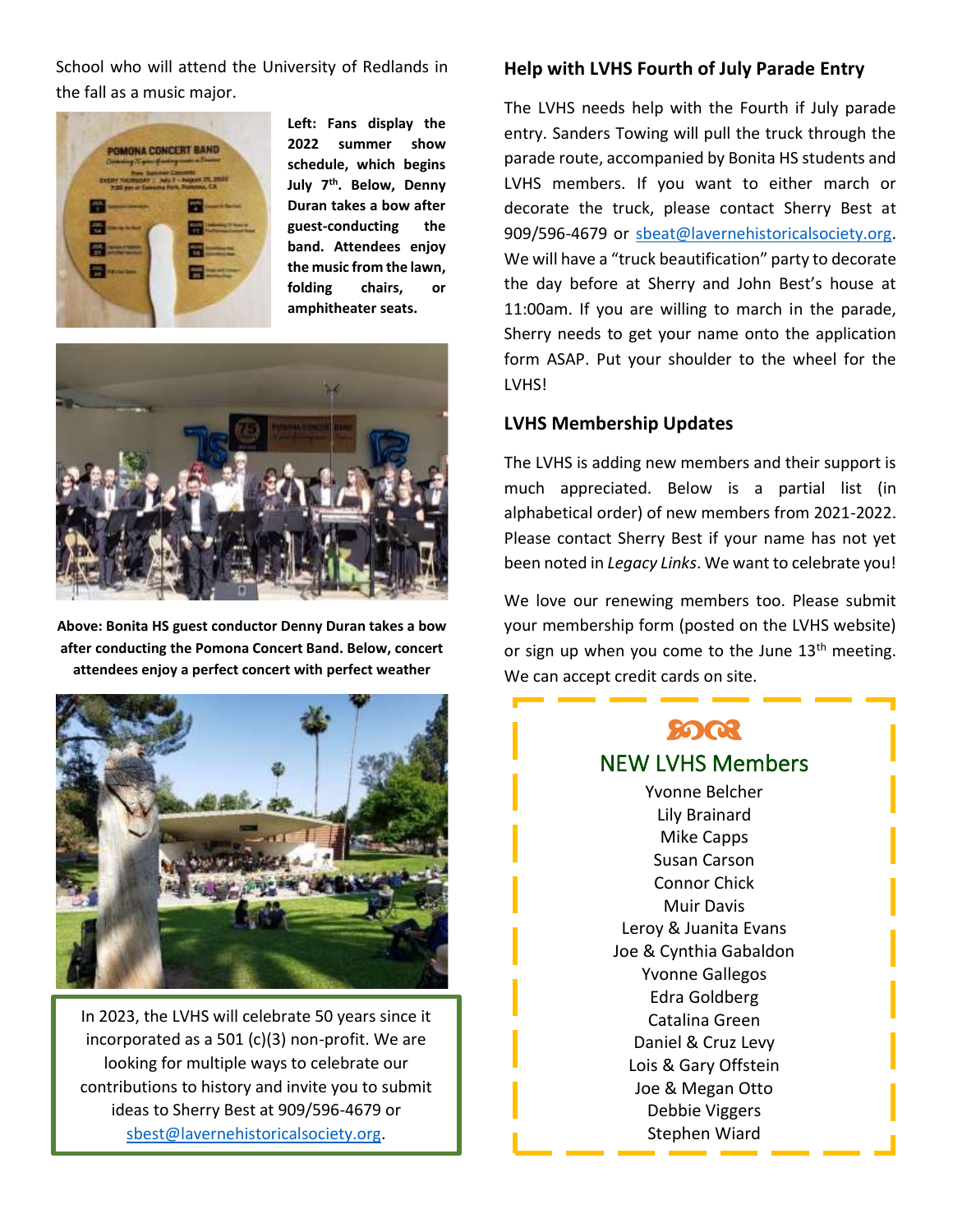School who will attend the University of Redlands in the fall as a music major.

**Left: Fans display the 2022 summer show schedule, which begins July 7th. Below, Denny Duran takes a bow after guest-conducting the band. Attendees enjoy the music from the lawn, folding chairs, or amphitheater seats.**

**Above: Bonita HS guest conductor Denny Duran takes a bow after conducting the Pomona Concert Band. Below, concert attendees enjoy a perfect concert with perfect weather**

In 2023, the LVHS will celebrate 50 years since it incorporated as a 501 (c)(3) non-profit. We are looking for multiple ways to celebrate our contributions to history and invite you to submit ideas to Sherry Best at 909/596-4679 or sbest@lavernehistoricalsociety.org.

### Help with LVHS Fourth of July Parade Entry

The LVHS needs help with the Fourth if July parade entry. Sanders Towing will pull the truck through the parade route, accompanied by Bonita HS students and LVHS members. If you want to either march or decorate the truck, please contact Sherry Best at 909/596-4679 or sbeat@lavernehistoricalsociety.org. We will have a "truck beautification" party to decorate the day before at Sherry and John Best's house at 11:00am. If you are willing to march in the parade, Sherry needs to get your name onto the application form ASAP. Put your shoulder to the wheel for the LVHS!

### LVHS Membership Updates

The LVHS is adding new members and their support is much appreciated. Below is a partial list (in alphabetical order) of new members from 2021-2022. Please contact Sherry Best if your name has not yet been noted in *Legacy Links*. We want to celebrate you!

We love our renewing members too. Please submit your membership form (posted on the LVHS website) or sign up when you come to the June 13th meeting. We can accept credit cards on site.

## NEW LVHS Members

Yvonne Belcher
Lily Brainard
Mike Capps
Susan Carson
Connor Chick
Muir Davis
Leroy & Juanita Evans
Joe & Cynthia Gabaldon
Yvonne Gallegos
Edra Goldberg
Catalina Green
Daniel & Cruz Levy
Lois & Gary Offstein
Joe & Megan Otto
Debbie Viggers
Stephen Wiard